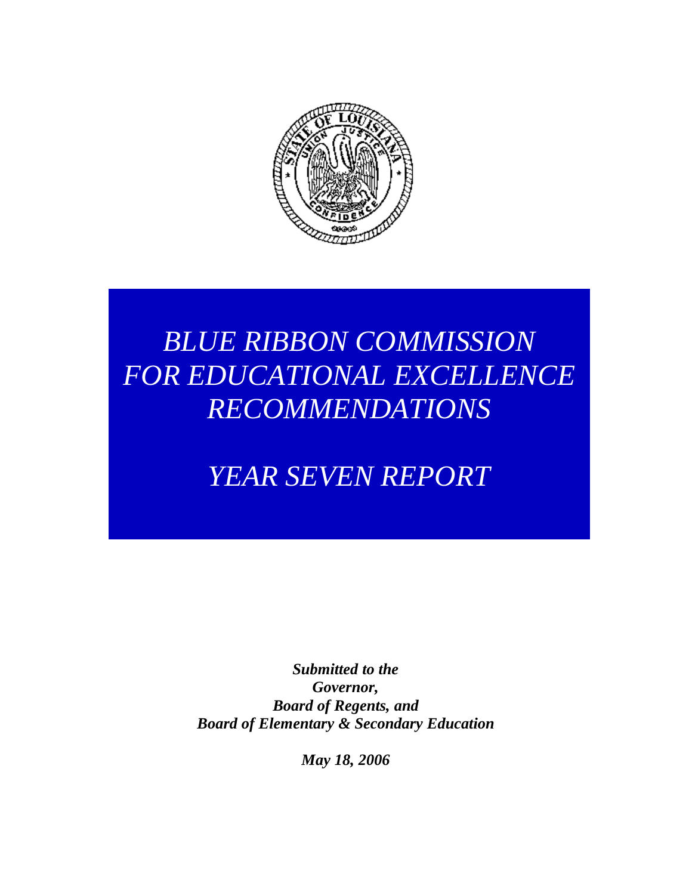# *BLUE RIBBON COMMISSION FOR EDUCATIONAL EXCELLENCE RECOMMENDATIONS*

# *YEAR SEVEN REPORT*

***Submitted to the***
***Governor,***
***Board of Regents, and***
***Board of Elementary & Secondary Education***

***May 18, 2006***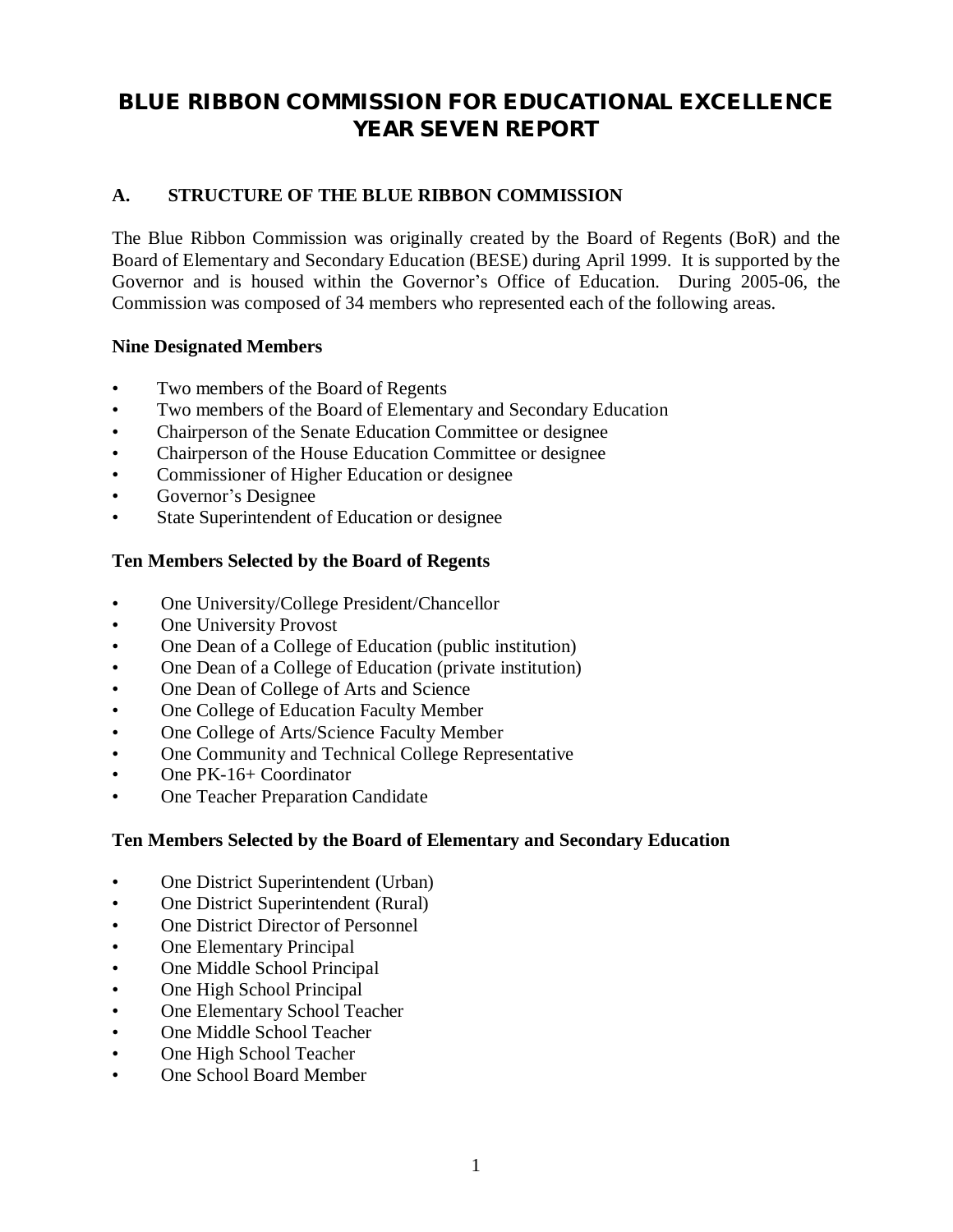# BLUE RIBBON COMMISSION FOR EDUCATIONAL EXCELLENCE YEAR SEVEN REPORT

## A. STRUCTURE OF THE BLUE RIBBON COMMISSION

The Blue Ribbon Commission was originally created by the Board of Regents (BoR) and the Board of Elementary and Secondary Education (BESE) during April 1999. It is supported by the Governor and is housed within the Governor's Office of Education. During 2005-06, the Commission was composed of 34 members who represented each of the following areas.

**Nine Designated Members**

- Two members of the Board of Regents
- Two members of the Board of Elementary and Secondary Education
- Chairperson of the Senate Education Committee or designee
- Chairperson of the House Education Committee or designee
- Commissioner of Higher Education or designee
- Governor's Designee
- State Superintendent of Education or designee

**Ten Members Selected by the Board of Regents**

- One University/College President/Chancellor
- One University Provost
- One Dean of a College of Education (public institution)
- One Dean of a College of Education (private institution)
- One Dean of College of Arts and Science
- One College of Education Faculty Member
- One College of Arts/Science Faculty Member
- One Community and Technical College Representative
- One PK-16+ Coordinator
- One Teacher Preparation Candidate

**Ten Members Selected by the Board of Elementary and Secondary Education**

- One District Superintendent (Urban)
- One District Superintendent (Rural)
- One District Director of Personnel
- One Elementary Principal
- One Middle School Principal
- One High School Principal
- One Elementary School Teacher
- One Middle School Teacher
- One High School Teacher
- One School Board Member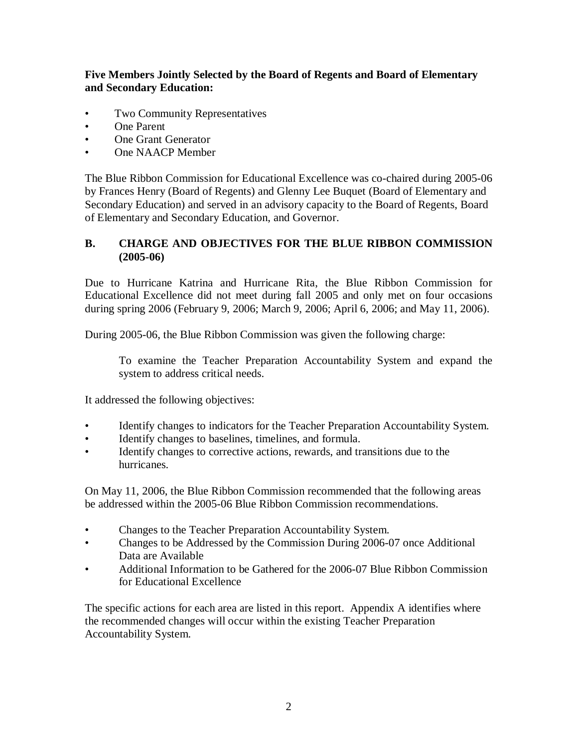**Five Members Jointly Selected by the Board of Regents and Board of Elementary and Secondary Education:**

- Two Community Representatives
- One Parent
- One Grant Generator
- One NAACP Member

The Blue Ribbon Commission for Educational Excellence was co-chaired during 2005-06 by Frances Henry (Board of Regents) and Glenny Lee Buquet (Board of Elementary and Secondary Education) and served in an advisory capacity to the Board of Regents, Board of Elementary and Secondary Education, and Governor.

## B. CHARGE AND OBJECTIVES FOR THE BLUE RIBBON COMMISSION (2005-06)

Due to Hurricane Katrina and Hurricane Rita, the Blue Ribbon Commission for Educational Excellence did not meet during fall 2005 and only met on four occasions during spring 2006 (February 9, 2006; March 9, 2006; April 6, 2006; and May 11, 2006).

During 2005-06, the Blue Ribbon Commission was given the following charge:

> To examine the Teacher Preparation Accountability System and expand the system to address critical needs.

It addressed the following objectives:

- Identify changes to indicators for the Teacher Preparation Accountability System.
- Identify changes to baselines, timelines, and formula.
- Identify changes to corrective actions, rewards, and transitions due to the hurricanes.

On May 11, 2006, the Blue Ribbon Commission recommended that the following areas be addressed within the 2005-06 Blue Ribbon Commission recommendations.

- Changes to the Teacher Preparation Accountability System.
- Changes to be Addressed by the Commission During 2006-07 once Additional Data are Available
- Additional Information to be Gathered for the 2006-07 Blue Ribbon Commission for Educational Excellence

The specific actions for each area are listed in this report. Appendix A identifies where the recommended changes will occur within the existing Teacher Preparation Accountability System.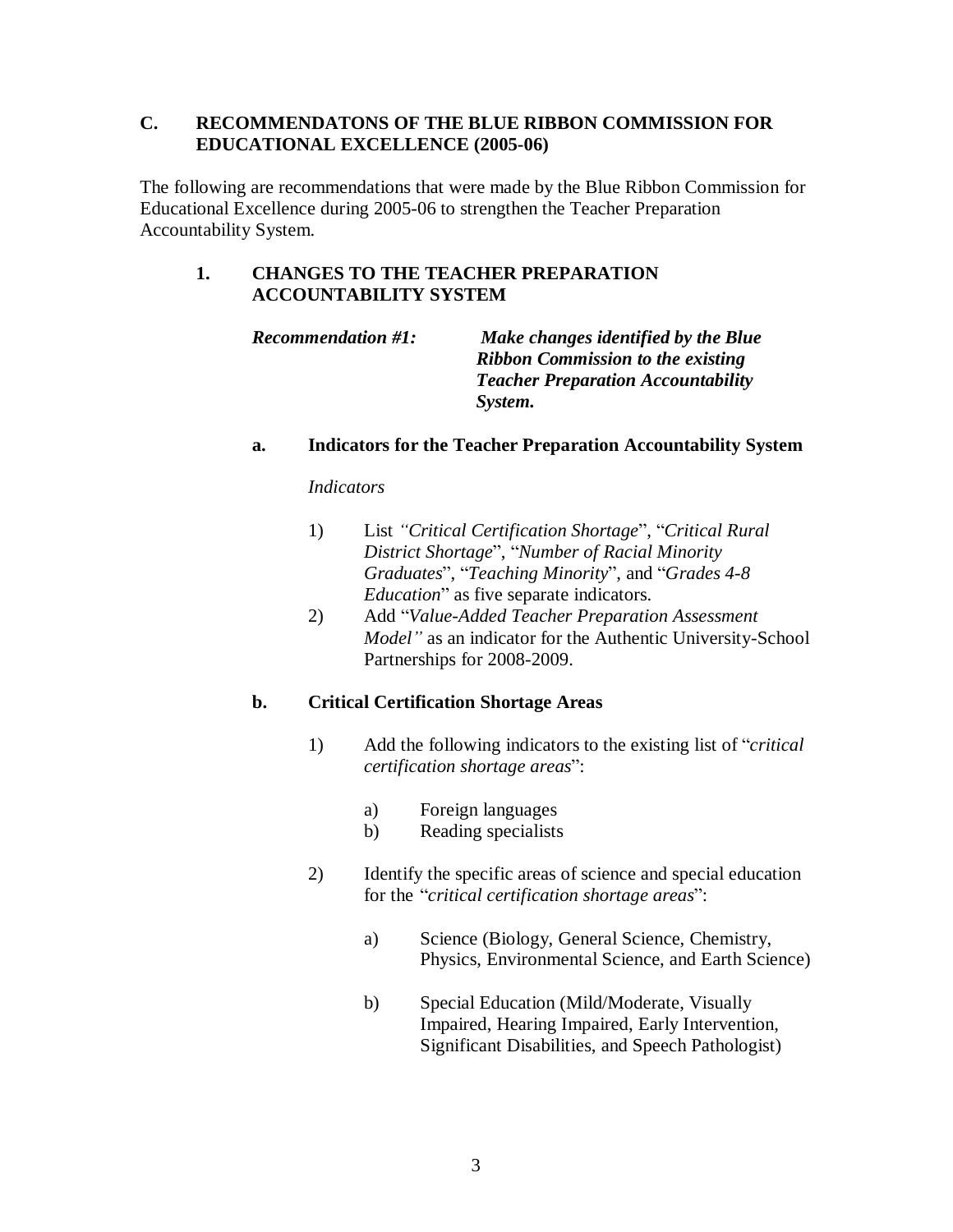## C. RECOMMENDATONS OF THE BLUE RIBBON COMMISSION FOR EDUCATIONAL EXCELLENCE (2005-06)

The following are recommendations that were made by the Blue Ribbon Commission for Educational Excellence during 2005-06 to strengthen the Teacher Preparation Accountability System.

### 1. CHANGES TO THE TEACHER PREPARATION ACCOUNTABILITY SYSTEM

***Recommendation #1:*** ***Make changes identified by the Blue Ribbon Commission to the existing Teacher Preparation Accountability System.***

#### a. Indicators for the Teacher Preparation Accountability System

*Indicators*

1) List *"Critical Certification Shortage*", "*Critical Rural District Shortage*", "*Number of Racial Minority Graduates*", "*Teaching Minority*", and "*Grades 4-8 Education*" as five separate indicators.
2) Add "*Value-Added Teacher Preparation Assessment Model"* as an indicator for the Authentic University-School Partnerships for 2008-2009.

#### b. Critical Certification Shortage Areas

1) Add the following indicators to the existing list of "*critical certification shortage areas*":
   a) Foreign languages
   b) Reading specialists
2) Identify the specific areas of science and special education for the "*critical certification shortage areas*":
   a) Science (Biology, General Science, Chemistry, Physics, Environmental Science, and Earth Science)
   b) Special Education (Mild/Moderate, Visually Impaired, Hearing Impaired, Early Intervention, Significant Disabilities, and Speech Pathologist)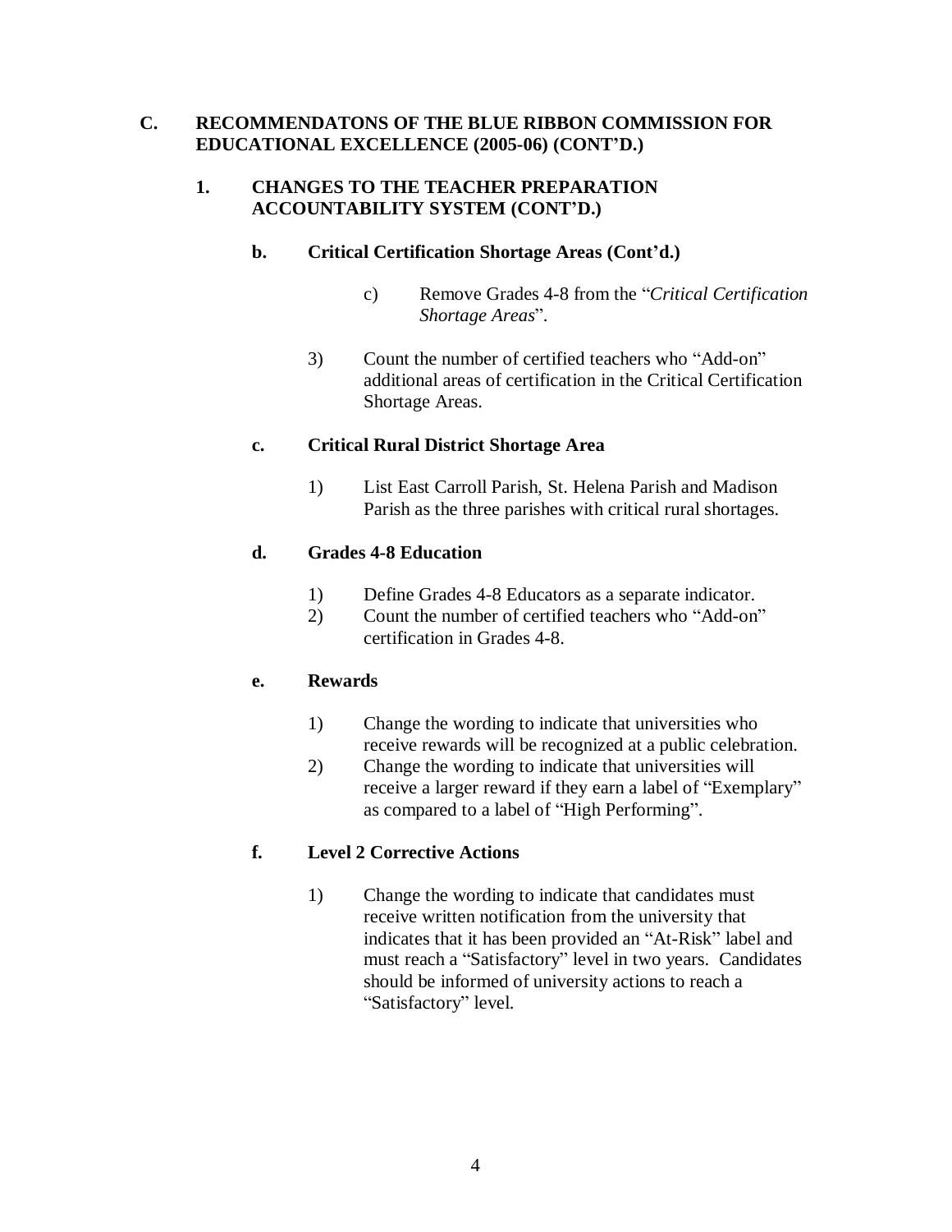## C. RECOMMENDATONS OF THE BLUE RIBBON COMMISSION FOR EDUCATIONAL EXCELLENCE (2005-06) (CONT'D.)

### 1. CHANGES TO THE TEACHER PREPARATION ACCOUNTABILITY SYSTEM (CONT'D.)

#### b. Critical Certification Shortage Areas (Cont'd.)

c) Remove Grades 4-8 from the "*Critical Certification Shortage Areas*".

3) Count the number of certified teachers who "Add-on" additional areas of certification in the Critical Certification Shortage Areas.

#### c. Critical Rural District Shortage Area

1) List East Carroll Parish, St. Helena Parish and Madison Parish as the three parishes with critical rural shortages.

#### d. Grades 4-8 Education

1) Define Grades 4-8 Educators as a separate indicator.
2) Count the number of certified teachers who "Add-on" certification in Grades 4-8.

#### e. Rewards

1) Change the wording to indicate that universities who receive rewards will be recognized at a public celebration.
2) Change the wording to indicate that universities will receive a larger reward if they earn a label of "Exemplary" as compared to a label of "High Performing".

#### f. Level 2 Corrective Actions

1) Change the wording to indicate that candidates must receive written notification from the university that indicates that it has been provided an "At-Risk" label and must reach a "Satisfactory" level in two years. Candidates should be informed of university actions to reach a "Satisfactory" level.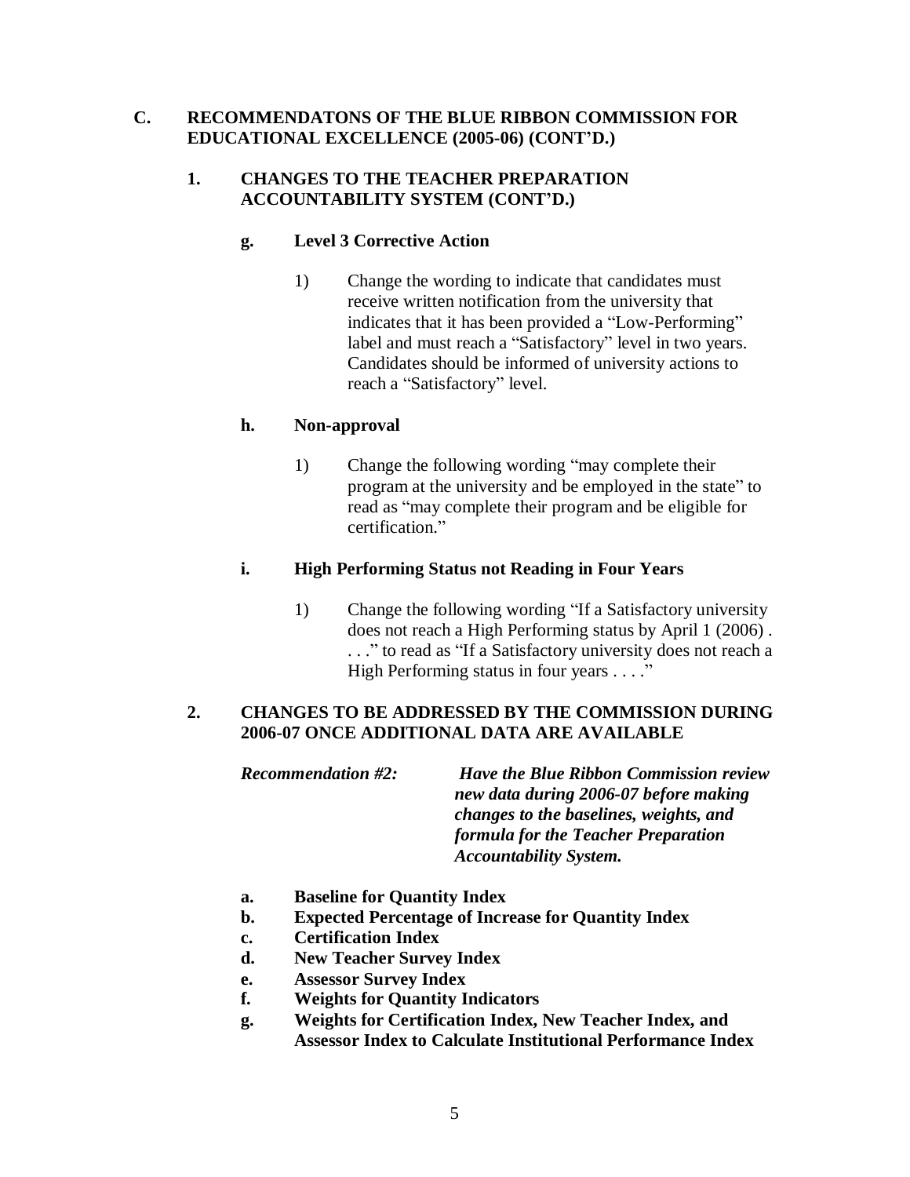## C. RECOMMENDATONS OF THE BLUE RIBBON COMMISSION FOR EDUCATIONAL EXCELLENCE (2005-06) (CONT'D.)

### 1. CHANGES TO THE TEACHER PREPARATION ACCOUNTABILITY SYSTEM (CONT'D.)

#### g. Level 3 Corrective Action

1) Change the wording to indicate that candidates must receive written notification from the university that indicates that it has been provided a "Low-Performing" label and must reach a "Satisfactory" level in two years. Candidates should be informed of university actions to reach a "Satisfactory" level.

#### h. Non-approval

1) Change the following wording "may complete their program at the university and be employed in the state" to read as "may complete their program and be eligible for certification."

#### i. High Performing Status not Reading in Four Years

1) Change the following wording "If a Satisfactory university does not reach a High Performing status by April 1 (2006) . . . ." to read as "If a Satisfactory university does not reach a High Performing status in four years . . . ."

### 2. CHANGES TO BE ADDRESSED BY THE COMMISSION DURING 2006-07 ONCE ADDITIONAL DATA ARE AVAILABLE

***Recommendation #2:*** ***Have the Blue Ribbon Commission review new data during 2006-07 before making changes to the baselines, weights, and formula for the Teacher Preparation Accountability System.***

- **a. Baseline for Quantity Index**
- **b. Expected Percentage of Increase for Quantity Index**
- **c. Certification Index**
- **d. New Teacher Survey Index**
- **e. Assessor Survey Index**
- **f. Weights for Quantity Indicators**
- **g. Weights for Certification Index, New Teacher Index, and Assessor Index to Calculate Institutional Performance Index**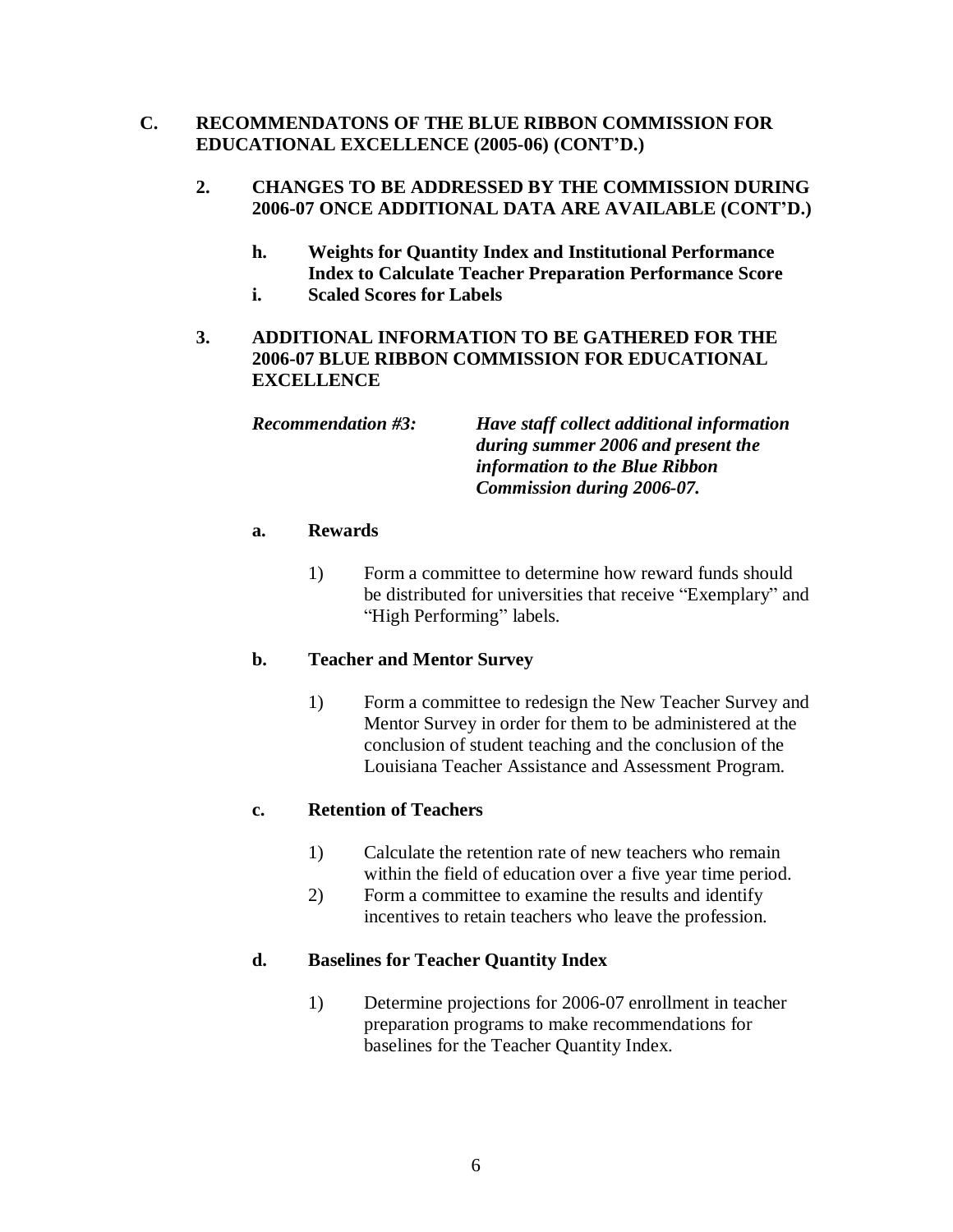## C. RECOMMENDATONS OF THE BLUE RIBBON COMMISSION FOR EDUCATIONAL EXCELLENCE (2005-06) (CONT'D.)

### 2. CHANGES TO BE ADDRESSED BY THE COMMISSION DURING 2006-07 ONCE ADDITIONAL DATA ARE AVAILABLE (CONT'D.)

**h. Weights for Quantity Index and Institutional Performance Index to Calculate Teacher Preparation Performance Score**

**i. Scaled Scores for Labels**

### 3. ADDITIONAL INFORMATION TO BE GATHERED FOR THE 2006-07 BLUE RIBBON COMMISSION FOR EDUCATIONAL EXCELLENCE

***Recommendation #3:*** ***Have staff collect additional information during summer 2006 and present the information to the Blue Ribbon Commission during 2006-07.***

**a. Rewards**

1) Form a committee to determine how reward funds should be distributed for universities that receive "Exemplary" and "High Performing" labels.

**b. Teacher and Mentor Survey**

1) Form a committee to redesign the New Teacher Survey and Mentor Survey in order for them to be administered at the conclusion of student teaching and the conclusion of the Louisiana Teacher Assistance and Assessment Program.

**c. Retention of Teachers**

1) Calculate the retention rate of new teachers who remain within the field of education over a five year time period.
2) Form a committee to examine the results and identify incentives to retain teachers who leave the profession.

**d. Baselines for Teacher Quantity Index**

1) Determine projections for 2006-07 enrollment in teacher preparation programs to make recommendations for baselines for the Teacher Quantity Index.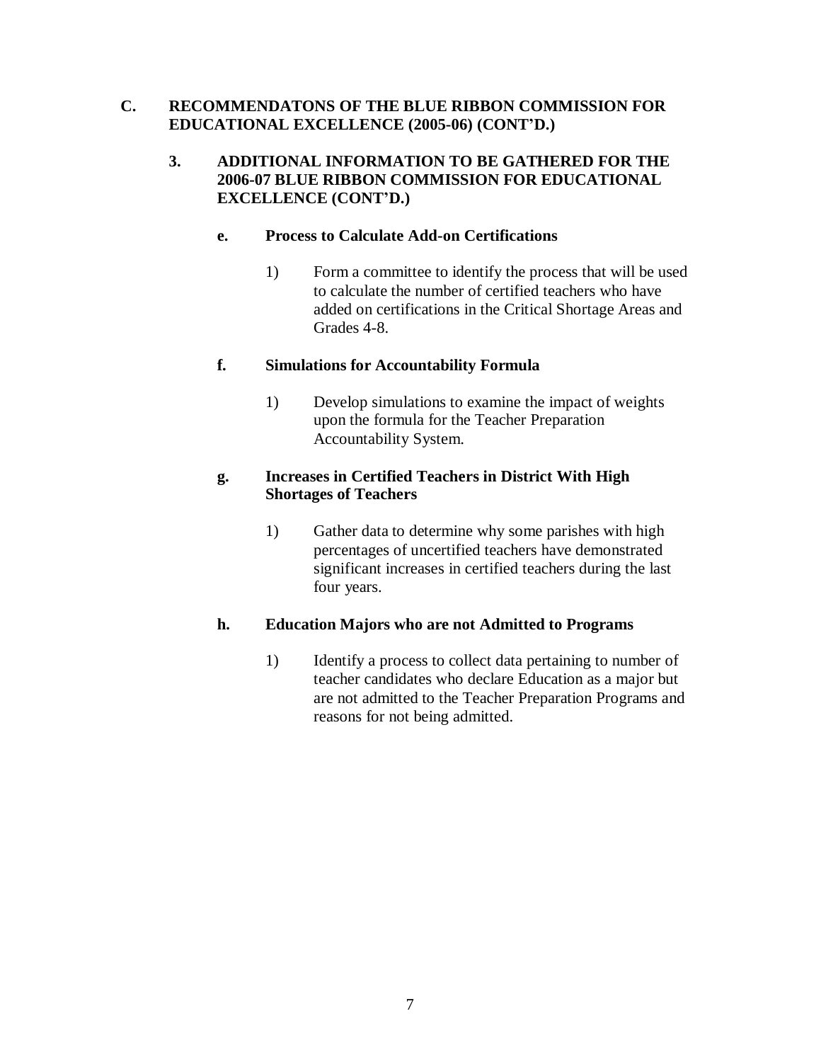## C. RECOMMENDATONS OF THE BLUE RIBBON COMMISSION FOR EDUCATIONAL EXCELLENCE (2005-06) (CONT'D.)

### 3. ADDITIONAL INFORMATION TO BE GATHERED FOR THE 2006-07 BLUE RIBBON COMMISSION FOR EDUCATIONAL EXCELLENCE (CONT'D.)

#### e. Process to Calculate Add-on Certifications

1) Form a committee to identify the process that will be used to calculate the number of certified teachers who have added on certifications in the Critical Shortage Areas and Grades 4-8.

#### f. Simulations for Accountability Formula

1) Develop simulations to examine the impact of weights upon the formula for the Teacher Preparation Accountability System.

#### g. Increases in Certified Teachers in District With High Shortages of Teachers

1) Gather data to determine why some parishes with high percentages of uncertified teachers have demonstrated significant increases in certified teachers during the last four years.

#### h. Education Majors who are not Admitted to Programs

1) Identify a process to collect data pertaining to number of teacher candidates who declare Education as a major but are not admitted to the Teacher Preparation Programs and reasons for not being admitted.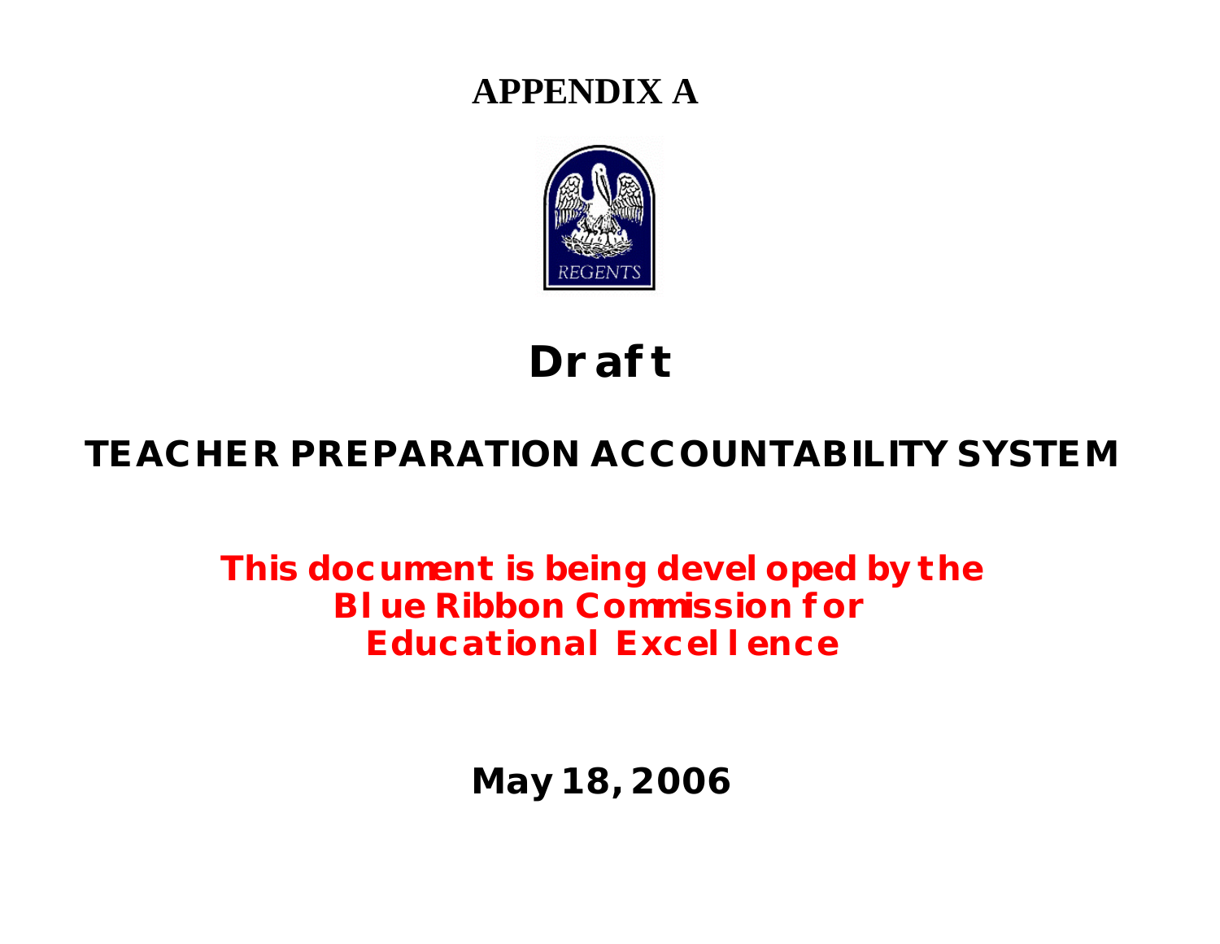# APPENDIX A

REGENTS

# Draft

## TEACHER PREPARATION ACCOUNTABILITY SYSTEM

**This document is being developed by the Blue Ribbon Commission for Educational Excellence**

**May 18, 2006**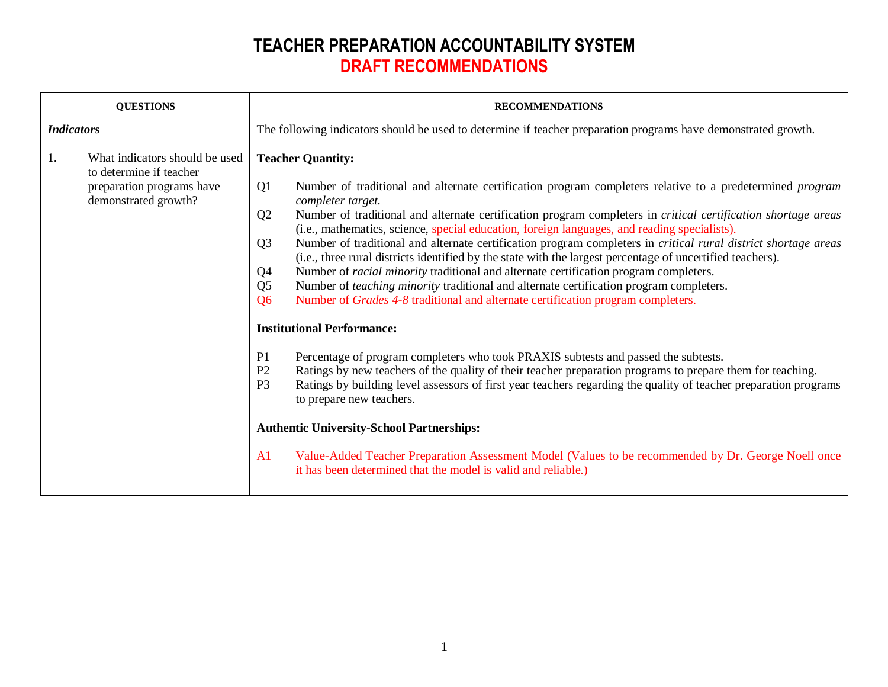# TEACHER PREPARATION ACCOUNTABILITY SYSTEM
## DRAFT RECOMMENDATIONS

| QUESTIONS | RECOMMENDATIONS |
|---|---|
| ***Indicators*** <br><br> 1. What indicators should be used to determine if teacher preparation programs have demonstrated growth? | The following indicators should be used to determine if teacher preparation programs have demonstrated growth. <br><br> **Teacher Quantity:** <br><br> Q1 Number of traditional and alternate certification program completers relative to a predetermined *program completer target.* <br> Q2 Number of traditional and alternate certification program completers in *critical certification shortage areas* (i.e., mathematics, science, special education, foreign languages, and reading specialists). <br> Q3 Number of traditional and alternate certification program completers in *critical rural district shortage areas* (i.e., three rural districts identified by the state with the largest percentage of uncertified teachers). <br> Q4 Number of *racial minority* traditional and alternate certification program completers. <br> Q5 Number of *teaching minority* traditional and alternate certification program completers. <br> Q6 Number of *Grades 4-8* traditional and alternate certification program completers. <br><br> **Institutional Performance:** <br><br> P1 Percentage of program completers who took PRAXIS subtests and passed the subtests. <br> P2 Ratings by new teachers of the quality of their teacher preparation programs to prepare them for teaching. <br> P3 Ratings by building level assessors of first year teachers regarding the quality of teacher preparation programs to prepare new teachers. <br><br> **Authentic University-School Partnerships:** <br><br> A1 Value-Added Teacher Preparation Assessment Model (Values to be recommended by Dr. George Noell once it has been determined that the model is valid and reliable.) |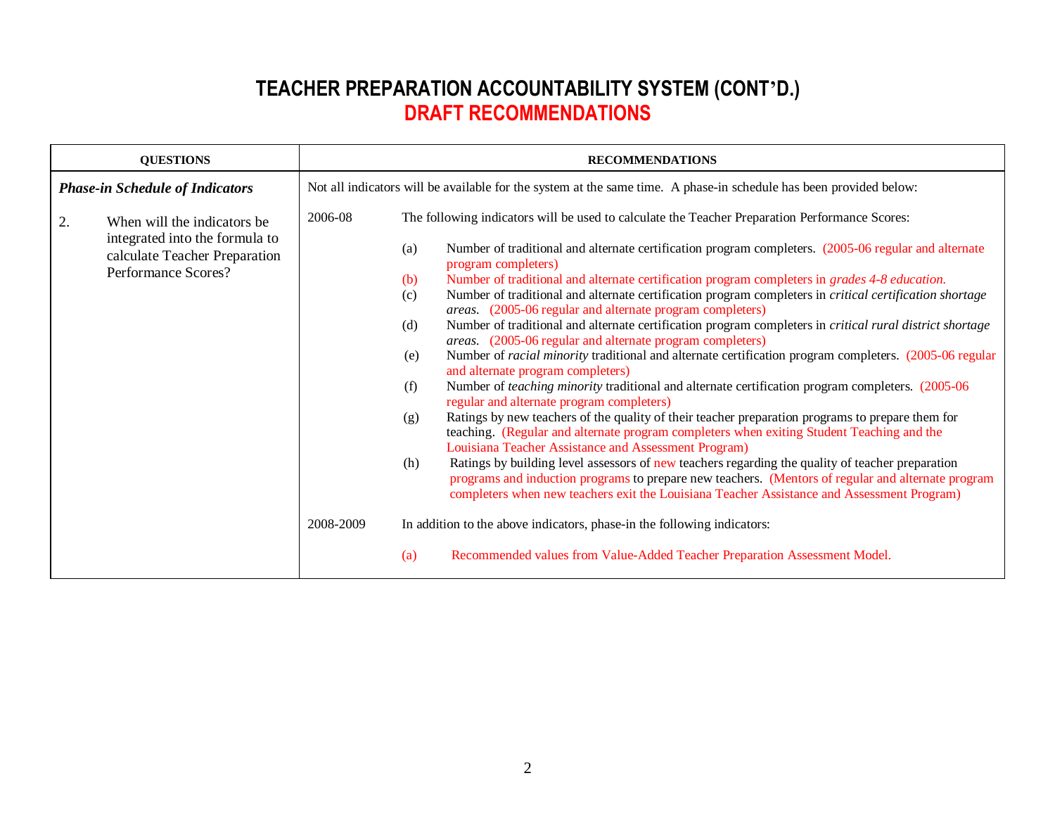# TEACHER PREPARATION ACCOUNTABILITY SYSTEM (CONT'D.)
## DRAFT RECOMMENDATIONS

| QUESTIONS | RECOMMENDATIONS |
|---|---|
| ***Phase-in Schedule of Indicators*** | Not all indicators will be available for the system at the same time. A phase-in schedule has been provided below: |
| 2. When will the indicators be integrated into the formula to calculate Teacher Preparation Performance Scores? | **2006-08** The following indicators will be used to calculate the Teacher Preparation Performance Scores:<br><br>(a) Number of traditional and alternate certification program completers. (2005-06 regular and alternate program completers)<br>(b) Number of traditional and alternate certification program completers in *grades 4-8 education.*<br>(c) Number of traditional and alternate certification program completers in *critical certification shortage areas.* (2005-06 regular and alternate program completers)<br>(d) Number of traditional and alternate certification program completers in *critical rural district shortage areas.* (2005-06 regular and alternate program completers)<br>(e) Number of *racial minority* traditional and alternate certification program completers. (2005-06 regular and alternate program completers)<br>(f) Number of *teaching minority* traditional and alternate certification program completers. (2005-06 regular and alternate program completers)<br>(g) Ratings by new teachers of the quality of their teacher preparation programs to prepare them for teaching. (Regular and alternate program completers when exiting Student Teaching and the Louisiana Teacher Assistance and Assessment Program)<br>(h) Ratings by building level assessors of new teachers regarding the quality of teacher preparation programs and induction programs to prepare new teachers. (Mentors of regular and alternate program completers when new teachers exit the Louisiana Teacher Assistance and Assessment Program)<br><br>**2008-2009** In addition to the above indicators, phase-in the following indicators:<br><br>(a) Recommended values from Value-Added Teacher Preparation Assessment Model. |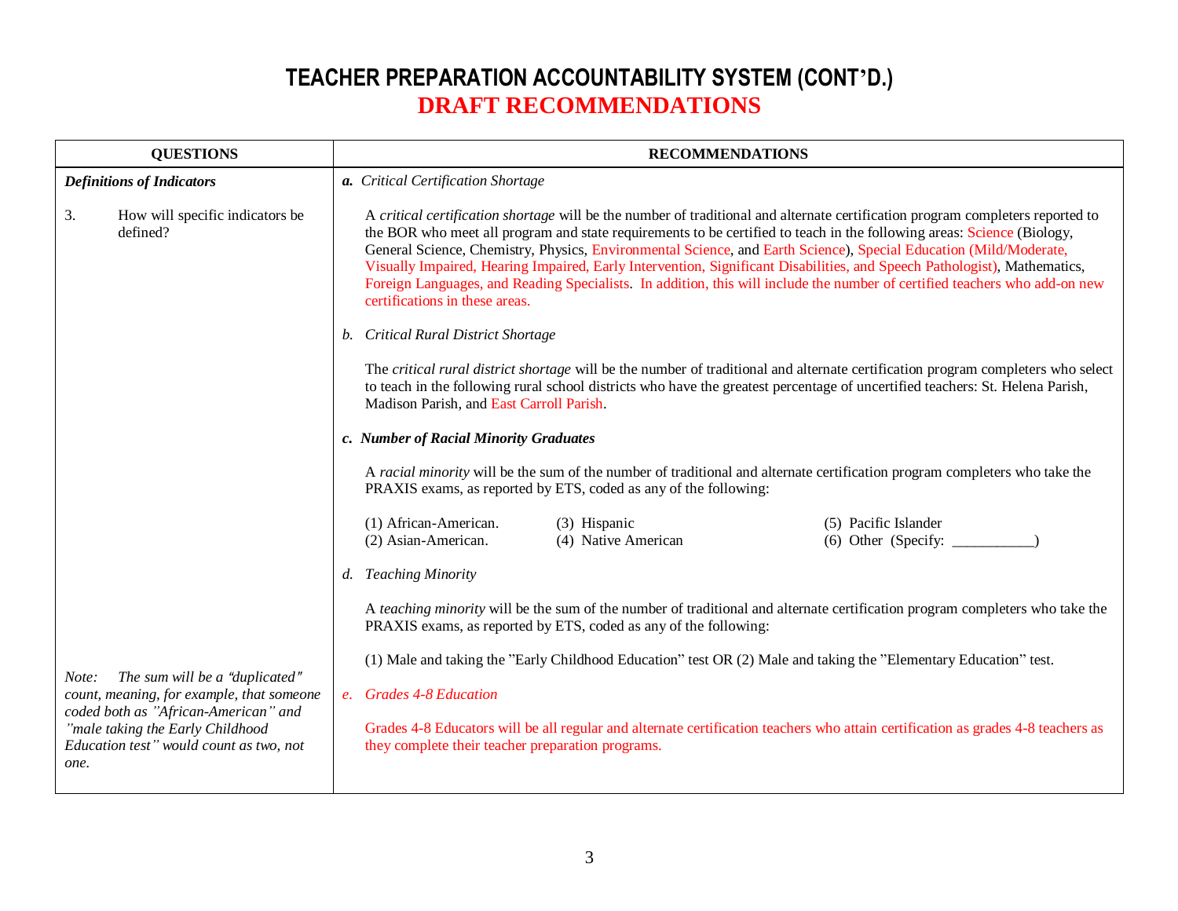# TEACHER PREPARATION ACCOUNTABILITY SYSTEM (CONT'D.)

## DRAFT RECOMMENDATIONS

| QUESTIONS | RECOMMENDATIONS |
|---|---|
| ***Definitions of Indicators*** | ***a.** Critical Certification Shortage* |
| 3. How will specific indicators be defined? | A *critical certification shortage* will be the number of traditional and alternate certification program completers reported to the BOR who meet all program and state requirements to be certified to teach in the following areas: Science (Biology, General Science, Chemistry, Physics, Environmental Science, and Earth Science), Special Education (Mild/Moderate, Visually Impaired, Hearing Impaired, Early Intervention, Significant Disabilities, and Speech Pathologist), Mathematics, Foreign Languages, and Reading Specialists. In addition, this will include the number of certified teachers who add-on new certifications in these areas. |
| | *b. Critical Rural District Shortage* |
| | The *critical rural district shortage* will be the number of traditional and alternate certification program completers who select to teach in the following rural school districts who have the greatest percentage of uncertified teachers: St. Helena Parish, Madison Parish, and East Carroll Parish. |
| | ***c. Number of Racial Minority Graduates*** |
| | A *racial minority* will be the sum of the number of traditional and alternate certification program completers who take the PRAXIS exams, as reported by ETS, coded as any of the following: |
| | (1) African-American. (2) Asian-American. (3) Hispanic (4) Native American (5) Pacific Islander (6) Other (Specify: ___________) |
| | *d. Teaching Minority* |
| | A *teaching minority* will be the sum of the number of traditional and alternate certification program completers who take the PRAXIS exams, as reported by ETS, coded as any of the following: |
| | (1) Male and taking the "Early Childhood Education" test OR (2) Male and taking the "Elementary Education" test. |
| *Note: The sum will be a "duplicated" count, meaning, for example, that someone coded both as "African-American" and "male taking the Early Childhood Education test" would count as two, not one.* | *e. Grades 4-8 Education* |
| | Grades 4-8 Educators will be all regular and alternate certification teachers who attain certification as grades 4-8 teachers as they complete their teacher preparation programs. |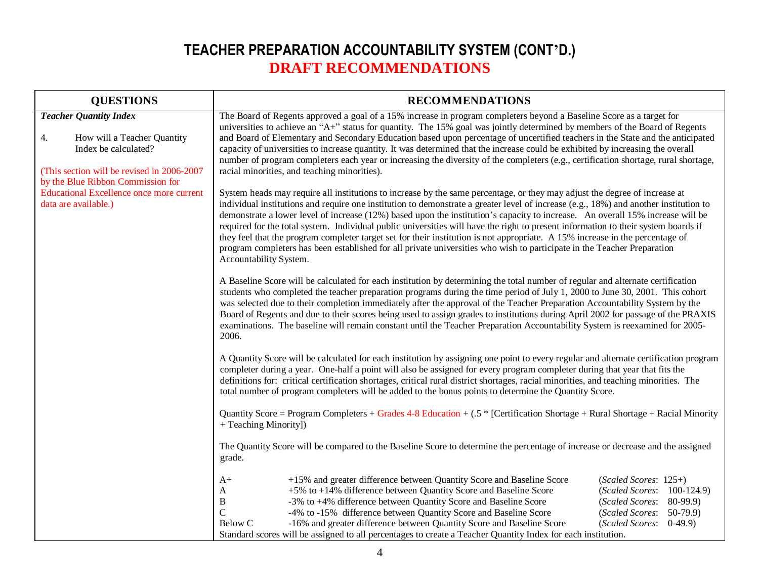# TEACHER PREPARATION ACCOUNTABILITY SYSTEM (CONT'D.)
## DRAFT RECOMMENDATIONS

| QUESTIONS | RECOMMENDATIONS |
|---|---|
| ***Teacher Quantity Index***<br><br>4. How will a Teacher Quantity Index be calculated?<br><br>(This section will be revised in 2006-2007 by the Blue Ribbon Commission for Educational Excellence once more current data are available.) | The Board of Regents approved a goal of a 15% increase in program completers beyond a Baseline Score as a target for universities to achieve an "A+" status for quantity. The 15% goal was jointly determined by members of the Board of Regents and Board of Elementary and Secondary Education based upon percentage of uncertified teachers in the State and the anticipated capacity of universities to increase quantity. It was determined that the increase could be exhibited by increasing the overall number of program completers each year or increasing the diversity of the completers (e.g., certification shortage, rural shortage, racial minorities, and teaching minorities).<br><br>System heads may require all institutions to increase by the same percentage, or they may adjust the degree of increase at individual institutions and require one institution to demonstrate a greater level of increase (e.g., 18%) and another institution to demonstrate a lower level of increase (12%) based upon the institution's capacity to increase. An overall 15% increase will be required for the total system. Individual public universities will have the right to present information to their system boards if they feel that the program completer target set for their institution is not appropriate. A 15% increase in the percentage of program completers has been established for all private universities who wish to participate in the Teacher Preparation Accountability System.<br><br>A Baseline Score will be calculated for each institution by determining the total number of regular and alternate certification students who completed the teacher preparation programs during the time period of July 1, 2000 to June 30, 2001. This cohort was selected due to their completion immediately after the approval of the Teacher Preparation Accountability System by the Board of Regents and due to their scores being used to assign grades to institutions during April 2002 for passage of the PRAXIS examinations. The baseline will remain constant until the Teacher Preparation Accountability System is reexamined for 2005-2006.<br><br>A Quantity Score will be calculated for each institution by assigning one point to every regular and alternate certification program completer during a year. One-half a point will also be assigned for every program completer during that year that fits the definitions for: critical certification shortages, critical rural district shortages, racial minorities, and teaching minorities. The total number of program completers will be added to the bonus points to determine the Quantity Score.<br><br>Quantity Score = Program Completers + Grades 4-8 Education + (.5 * [Certification Shortage + Rural Shortage + Racial Minority + Teaching Minority])<br><br>The Quantity Score will be compared to the Baseline Score to determine the percentage of increase or decrease and the assigned grade.<br><br>A+ — +15% and greater difference between Quantity Score and Baseline Score (*Scaled Scores*: 125+)<br>A — +5% to +14% difference between Quantity Score and Baseline Score (*Scaled Scores*: 100-124.9)<br>B — -3% to +4% difference between Quantity Score and Baseline Score (*Scaled Scores*: 80-99.9)<br>C — -4% to -15% difference between Quantity Score and Baseline Score (*Scaled Scores*: 50-79.9)<br>Below C — -16% and greater difference between Quantity Score and Baseline Score (*Scaled Scores*: 0-49.9)<br>Standard scores will be assigned to all percentages to create a Teacher Quantity Index for each institution. |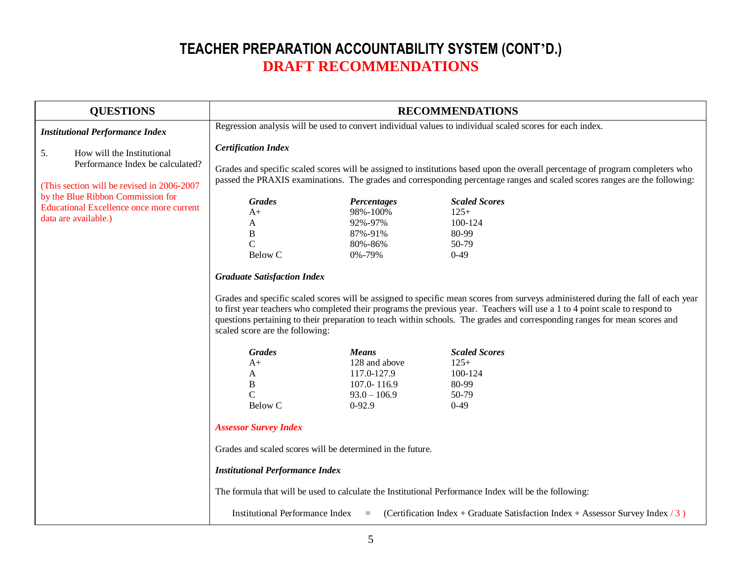# TEACHER PREPARATION ACCOUNTABILITY SYSTEM (CONT'D.)

## DRAFT RECOMMENDATIONS

| QUESTIONS | RECOMMENDATIONS |
|---|---|
| ***Institutional Performance Index***<br><br>5. How will the Institutional Performance Index be calculated?<br><br>(This section will be revised in 2006-2007 by the Blue Ribbon Commission for Educational Excellence once more current data are available.) | Regression analysis will be used to convert individual values to individual scaled scores for each index.<br><br>***Certification Index***<br><br>Grades and specific scaled scores will be assigned to institutions based upon the overall percentage of program completers who passed the PRAXIS examinations. The grades and corresponding percentage ranges and scaled scores ranges are the following:<br><br>***Grades*** / ***Percentages*** / ***Scaled Scores***<br>A+ / 98%-100% / 125+<br>A / 92%-97% / 100-124<br>B / 87%-91% / 80-99<br>C / 80%-86% / 50-79<br>Below C / 0%-79% / 0-49<br><br>***Graduate Satisfaction Index***<br><br>Grades and specific scaled scores will be assigned to specific mean scores from surveys administered during the fall of each year to first year teachers who completed their programs the previous year. Teachers will use a 1 to 4 point scale to respond to questions pertaining to their preparation to teach within schools. The grades and corresponding ranges for mean scores and scaled score are the following:<br><br>***Grades*** / ***Means*** / ***Scaled Scores***<br>A+ / 128 and above / 125+<br>A / 117.0-127.9 / 100-124<br>B / 107.0- 116.9 / 80-99<br>C / 93.0 – 106.9 / 50-79<br>Below C / 0-92.9 / 0-49<br><br>***Assessor Survey Index***<br><br>Grades and scaled scores will be determined in the future.<br><br>***Institutional Performance Index***<br><br>The formula that will be used to calculate the Institutional Performance Index will be the following:<br><br>Institutional Performance Index = (Certification Index + Graduate Satisfaction Index + Assessor Survey Index / 3 ) |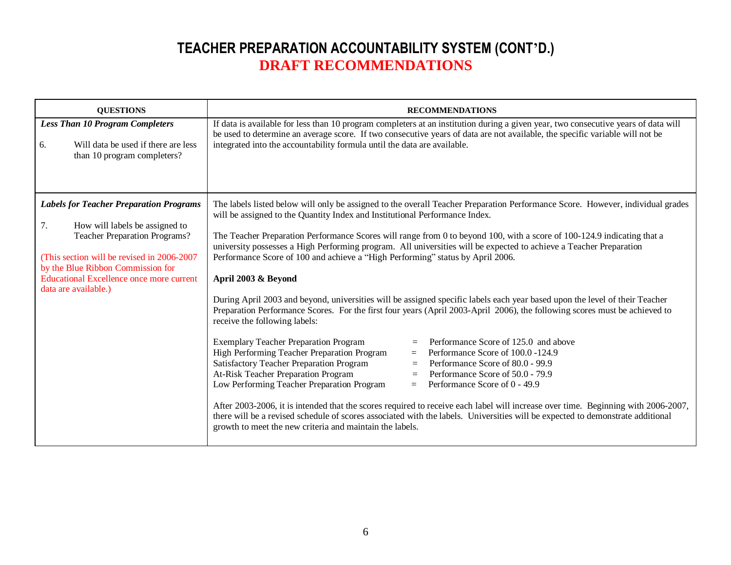# TEACHER PREPARATION ACCOUNTABILITY SYSTEM (CONT'D.)
## DRAFT RECOMMENDATIONS

| QUESTIONS | RECOMMENDATIONS |
|---|---|
| ***Less Than 10 Program Completers***<br><br>6. Will data be used if there are less than 10 program completers? | If data is available for less than 10 program completers at an institution during a given year, two consecutive years of data will be used to determine an average score. If two consecutive years of data are not available, the specific variable will not be integrated into the accountability formula until the data are available. |
| ***Labels for Teacher Preparation Programs***<br><br>7. How will labels be assigned to Teacher Preparation Programs?<br><br>(This section will be revised in 2006-2007 by the Blue Ribbon Commission for Educational Excellence once more current data are available.) | The labels listed below will only be assigned to the overall Teacher Preparation Performance Score. However, individual grades will be assigned to the Quantity Index and Institutional Performance Index.<br><br>The Teacher Preparation Performance Scores will range from 0 to beyond 100, with a score of 100-124.9 indicating that a university possesses a High Performing program. All universities will be expected to achieve a Teacher Preparation Performance Score of 100 and achieve a "High Performing" status by April 2006.<br><br>**April 2003 & Beyond**<br><br>During April 2003 and beyond, universities will be assigned specific labels each year based upon the level of their Teacher Preparation Performance Scores. For the first four years (April 2003-April 2006), the following scores must be achieved to receive the following labels:<br><br>Exemplary Teacher Preparation Program = Performance Score of 125.0 and above<br>High Performing Teacher Preparation Program = Performance Score of 100.0 -124.9<br>Satisfactory Teacher Preparation Program = Performance Score of 80.0 - 99.9<br>At-Risk Teacher Preparation Program = Performance Score of 50.0 - 79.9<br>Low Performing Teacher Preparation Program = Performance Score of 0 - 49.9<br><br>After 2003-2006, it is intended that the scores required to receive each label will increase over time. Beginning with 2006-2007, there will be a revised schedule of scores associated with the labels. Universities will be expected to demonstrate additional growth to meet the new criteria and maintain the labels. |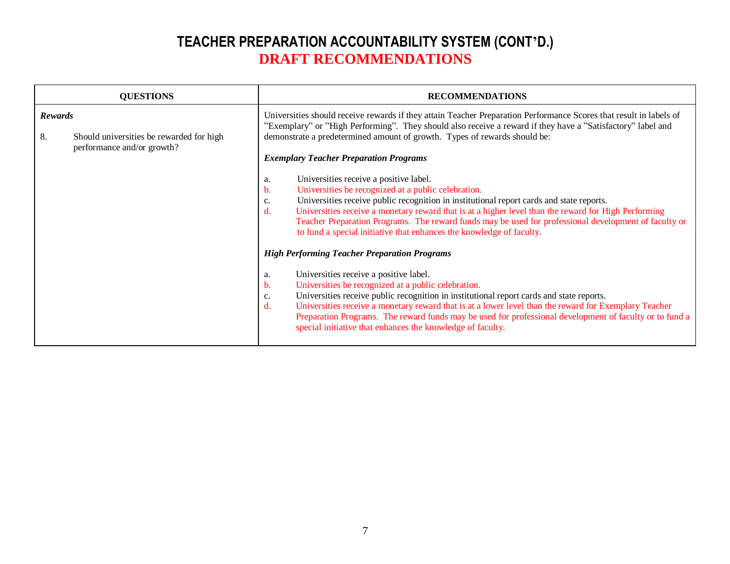# TEACHER PREPARATION ACCOUNTABILITY SYSTEM (CONT'D.)
## DRAFT RECOMMENDATIONS

| QUESTIONS | RECOMMENDATIONS |
|---|---|
| ***Rewards***<br><br>8. Should universities be rewarded for high performance and/or growth? | Universities should receive rewards if they attain Teacher Preparation Performance Scores that result in labels of "Exemplary" or "High Performing". They should also receive a reward if they have a "Satisfactory" label and demonstrate a predetermined amount of growth. Types of rewards should be:<br><br>***Exemplary Teacher Preparation Programs***<br><br>a. Universities receive a positive label.<br>b. Universities be recognized at a public celebration.<br>c. Universities receive public recognition in institutional report cards and state reports.<br>d. Universities receive a monetary reward that is at a higher level than the reward for High Performing Teacher Preparation Programs. The reward funds may be used for professional development of faculty or to fund a special initiative that enhances the knowledge of faculty.<br><br>***High Performing Teacher Preparation Programs***<br><br>a. Universities receive a positive label.<br>b. Universities be recognized at a public celebration.<br>c. Universities receive public recognition in institutional report cards and state reports.<br>d. Universities receive a monetary reward that is at a lower level than the reward for Exemplary Teacher Preparation Programs. The reward funds may be used for professional development of faculty or to fund a special initiative that enhances the knowledge of faculty. |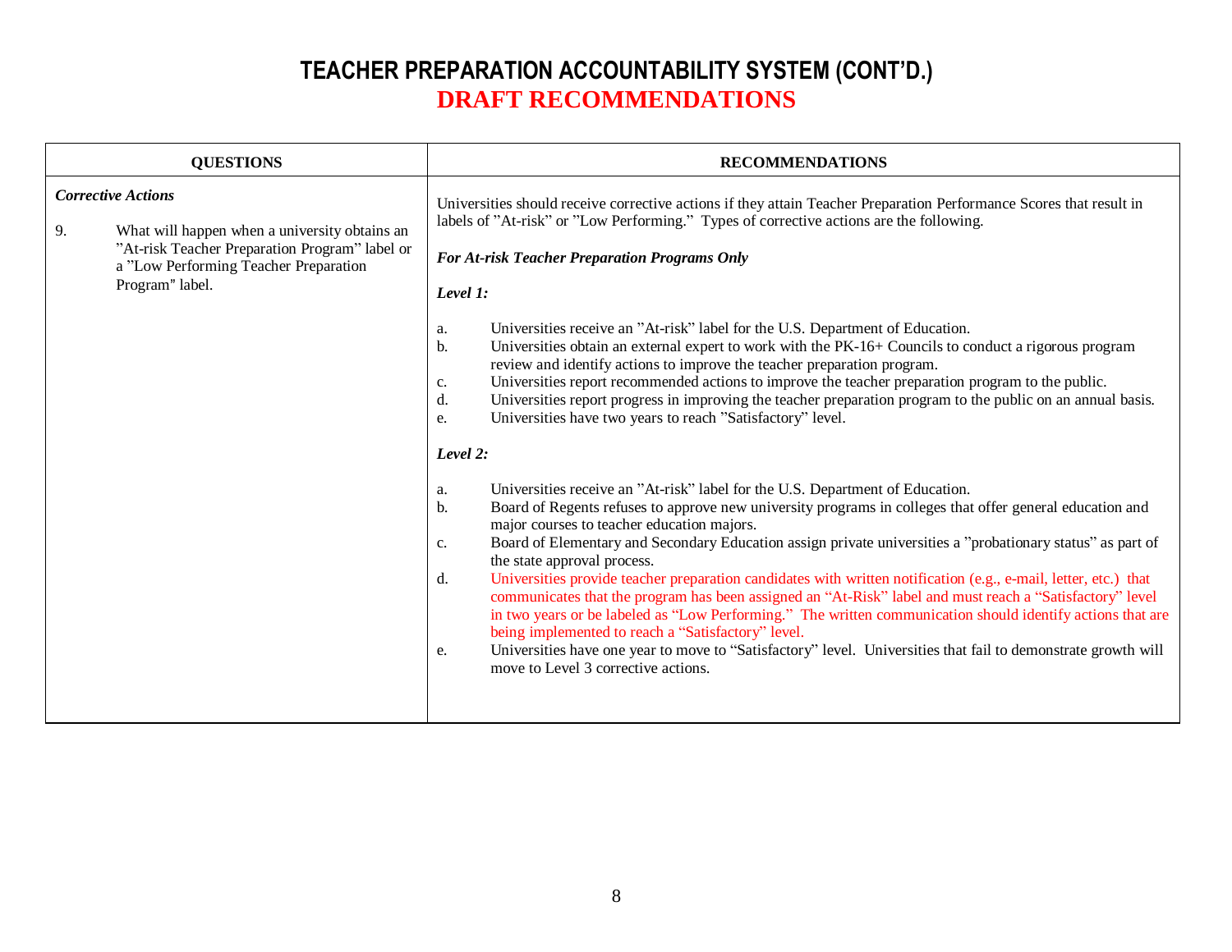# TEACHER PREPARATION ACCOUNTABILITY SYSTEM (CONT'D.)
## DRAFT RECOMMENDATIONS

| QUESTIONS | RECOMMENDATIONS |
|---|---|
| ***Corrective Actions***<br><br>9. What will happen when a university obtains an "At-risk Teacher Preparation Program" label or a "Low Performing Teacher Preparation Program" label. | Universities should receive corrective actions if they attain Teacher Preparation Performance Scores that result in labels of "At-risk" or "Low Performing." Types of corrective actions are the following.<br><br>***For At-risk Teacher Preparation Programs Only***<br><br>***Level 1:***<br><br>a. Universities receive an "At-risk" label for the U.S. Department of Education.<br>b. Universities obtain an external expert to work with the PK-16+ Councils to conduct a rigorous program review and identify actions to improve the teacher preparation program.<br>c. Universities report recommended actions to improve the teacher preparation program to the public.<br>d. Universities report progress in improving the teacher preparation program to the public on an annual basis.<br>e. Universities have two years to reach "Satisfactory" level.<br><br>***Level 2:***<br><br>a. Universities receive an "At-risk" label for the U.S. Department of Education.<br>b. Board of Regents refuses to approve new university programs in colleges that offer general education and major courses to teacher education majors.<br>c. Board of Elementary and Secondary Education assign private universities a "probationary status" as part of the state approval process.<br>d. Universities provide teacher preparation candidates with written notification (e.g., e-mail, letter, etc.) that communicates that the program has been assigned an "At-Risk" label and must reach a "Satisfactory" level in two years or be labeled as "Low Performing." The written communication should identify actions that are being implemented to reach a "Satisfactory" level.<br>e. Universities have one year to move to "Satisfactory" level. Universities that fail to demonstrate growth will move to Level 3 corrective actions. |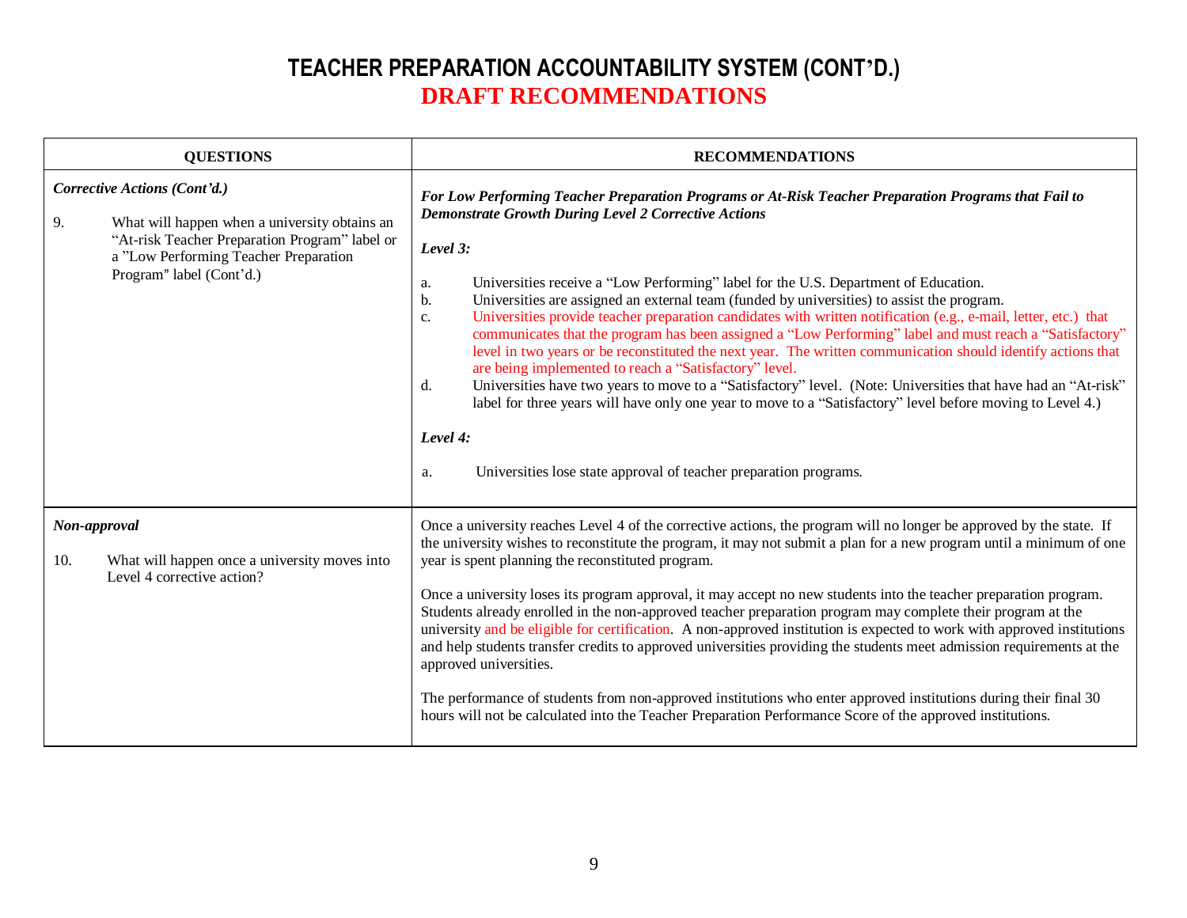# TEACHER PREPARATION ACCOUNTABILITY SYSTEM (CONT'D.)
## DRAFT RECOMMENDATIONS

| QUESTIONS | RECOMMENDATIONS |
|---|---|
| ***Corrective Actions (Cont'd.)***<br><br>9. What will happen when a university obtains an "At-risk Teacher Preparation Program" label or a "Low Performing Teacher Preparation Program" label (Cont'd.) | ***For Low Performing Teacher Preparation Programs or At-Risk Teacher Preparation Programs that Fail to Demonstrate Growth During Level 2 Corrective Actions***<br><br>***Level 3:***<br><br>a. Universities receive a "Low Performing" label for the U.S. Department of Education.<br>b. Universities are assigned an external team (funded by universities) to assist the program.<br>c. Universities provide teacher preparation candidates with written notification (e.g., e-mail, letter, etc.) that communicates that the program has been assigned a "Low Performing" label and must reach a "Satisfactory" level in two years or be reconstituted the next year. The written communication should identify actions that are being implemented to reach a "Satisfactory" level.<br>d. Universities have two years to move to a "Satisfactory" level. (Note: Universities that have had an "At-risk" label for three years will have only one year to move to a "Satisfactory" level before moving to Level 4.)<br><br>***Level 4:***<br><br>a. Universities lose state approval of teacher preparation programs. |
| ***Non-approval***<br><br>10. What will happen once a university moves into Level 4 corrective action? | Once a university reaches Level 4 of the corrective actions, the program will no longer be approved by the state. If the university wishes to reconstitute the program, it may not submit a plan for a new program until a minimum of one year is spent planning the reconstituted program.<br><br>Once a university loses its program approval, it may accept no new students into the teacher preparation program. Students already enrolled in the non-approved teacher preparation program may complete their program at the university and be eligible for certification. A non-approved institution is expected to work with approved institutions and help students transfer credits to approved universities providing the students meet admission requirements at the approved universities.<br><br>The performance of students from non-approved institutions who enter approved institutions during their final 30 hours will not be calculated into the Teacher Preparation Performance Score of the approved institutions. |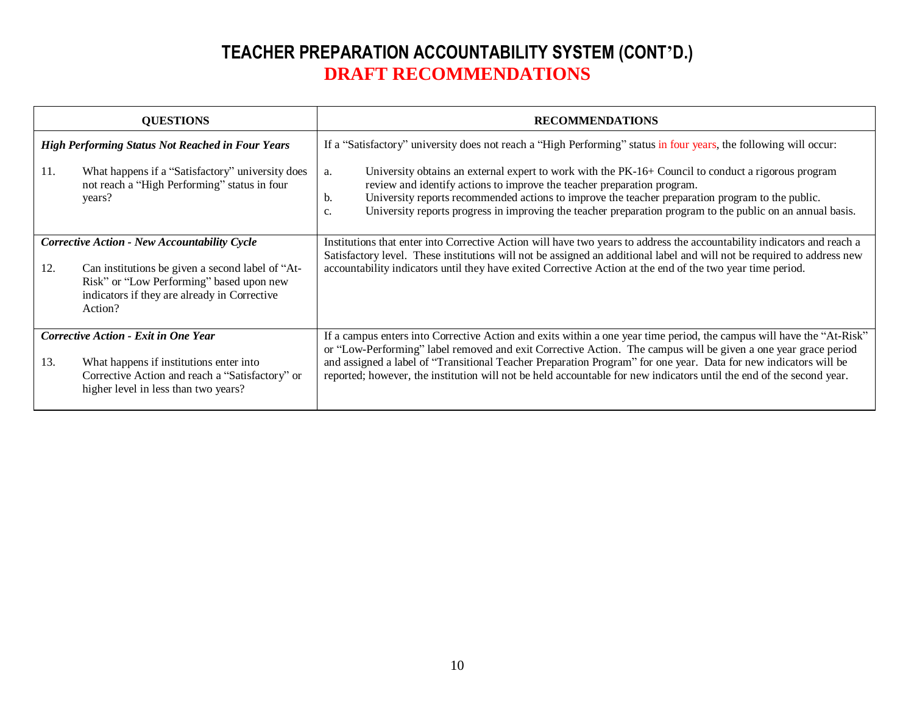# TEACHER PREPARATION ACCOUNTABILITY SYSTEM (CONT'D.)
## DRAFT RECOMMENDATIONS

| QUESTIONS | RECOMMENDATIONS |
|---|---|
| ***High Performing Status Not Reached in Four Years***<br><br>11. What happens if a "Satisfactory" university does not reach a "High Performing" status in four years? | If a "Satisfactory" university does not reach a "High Performing" status in four years, the following will occur:<br><br>a. University obtains an external expert to work with the PK-16+ Council to conduct a rigorous program review and identify actions to improve the teacher preparation program.<br>b. University reports recommended actions to improve the teacher preparation program to the public.<br>c. University reports progress in improving the teacher preparation program to the public on an annual basis. |
| ***Corrective Action - New Accountability Cycle***<br><br>12. Can institutions be given a second label of "At-Risk" or "Low Performing" based upon new indicators if they are already in Corrective Action? | Institutions that enter into Corrective Action will have two years to address the accountability indicators and reach a Satisfactory level. These institutions will not be assigned an additional label and will not be required to address new accountability indicators until they have exited Corrective Action at the end of the two year time period. |
| ***Corrective Action - Exit in One Year***<br><br>13. What happens if institutions enter into Corrective Action and reach a "Satisfactory" or higher level in less than two years? | If a campus enters into Corrective Action and exits within a one year time period, the campus will have the "At-Risk" or "Low-Performing" label removed and exit Corrective Action. The campus will be given a one year grace period and assigned a label of "Transitional Teacher Preparation Program" for one year. Data for new indicators will be reported; however, the institution will not be held accountable for new indicators until the end of the second year. |